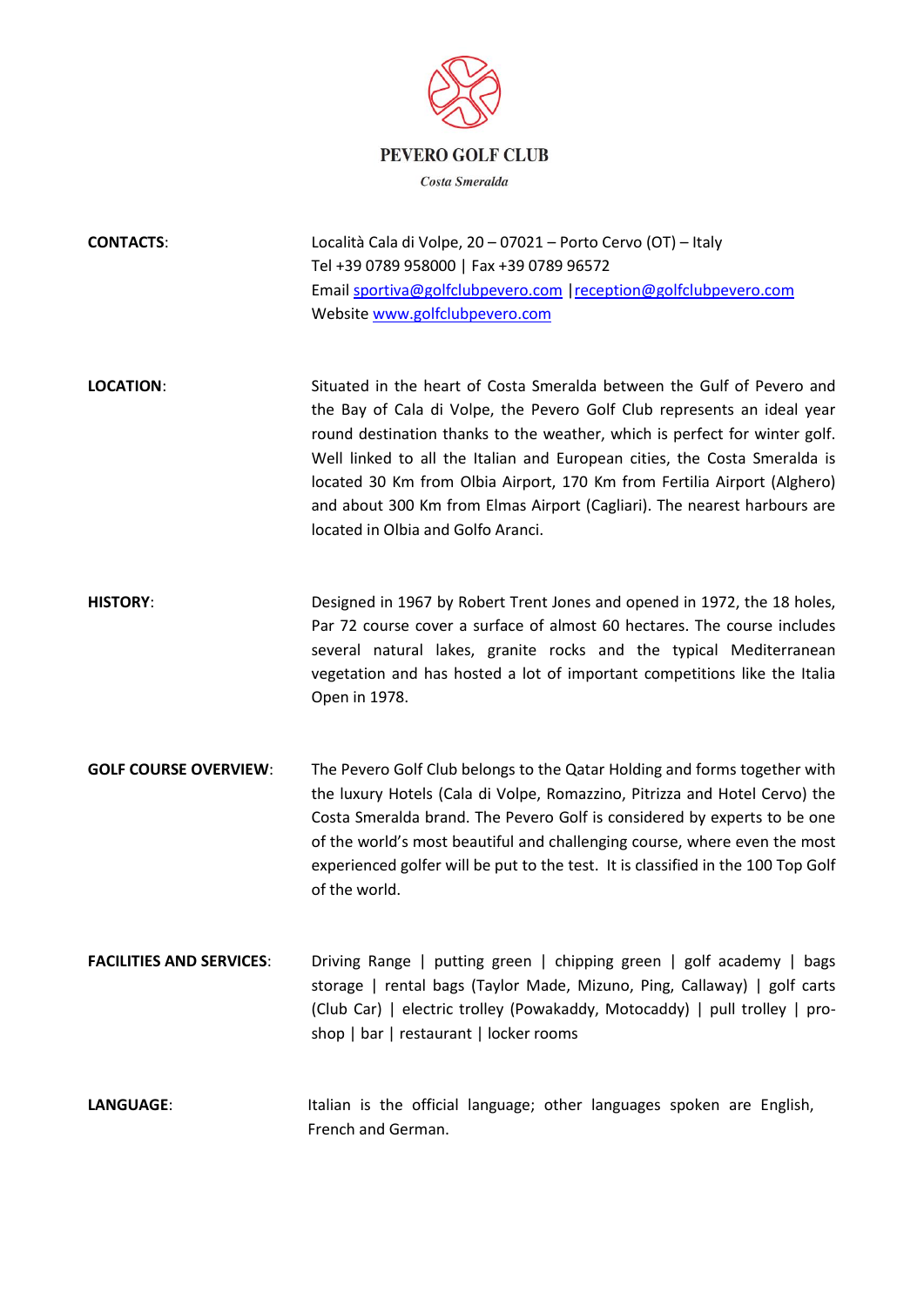# PEVERO GOLF CLUB

*Costa Smeralda*

**CONTACTS**:

Località Cala di Volpe, 20 – 07021 – Porto Cervo (OT) – Italy
Tel +39 0789 958000 | Fax +39 0789 96572
Email sportiva@golfclubpevero.com | reception@golfclubpevero.com
Website www.golfclubpevero.com

**LOCATION**:

Situated in the heart of Costa Smeralda between the Gulf of Pevero and the Bay of Cala di Volpe, the Pevero Golf Club represents an ideal year round destination thanks to the weather, which is perfect for winter golf. Well linked to all the Italian and European cities, the Costa Smeralda is located 30 Km from Olbia Airport, 170 Km from Fertilia Airport (Alghero) and about 300 Km from Elmas Airport (Cagliari). The nearest harbours are located in Olbia and Golfo Aranci.

**HISTORY**:

Designed in 1967 by Robert Trent Jones and opened in 1972, the 18 holes, Par 72 course cover a surface of almost 60 hectares. The course includes several natural lakes, granite rocks and the typical Mediterranean vegetation and has hosted a lot of important competitions like the Italia Open in 1978.

**GOLF COURSE OVERVIEW**:

The Pevero Golf Club belongs to the Qatar Holding and forms together with the luxury Hotels (Cala di Volpe, Romazzino, Pitrizza and Hotel Cervo) the Costa Smeralda brand. The Pevero Golf is considered by experts to be one of the world's most beautiful and challenging course, where even the most experienced golfer will be put to the test. It is classified in the 100 Top Golf of the world.

**FACILITIES AND SERVICES**:

Driving Range | putting green | chipping green | golf academy | bags storage | rental bags (Taylor Made, Mizuno, Ping, Callaway) | golf carts (Club Car) | electric trolley (Powakaddy, Motocaddy) | pull trolley | pro-shop | bar | restaurant | locker rooms

**LANGUAGE**:

Italian is the official language; other languages spoken are English, French and German.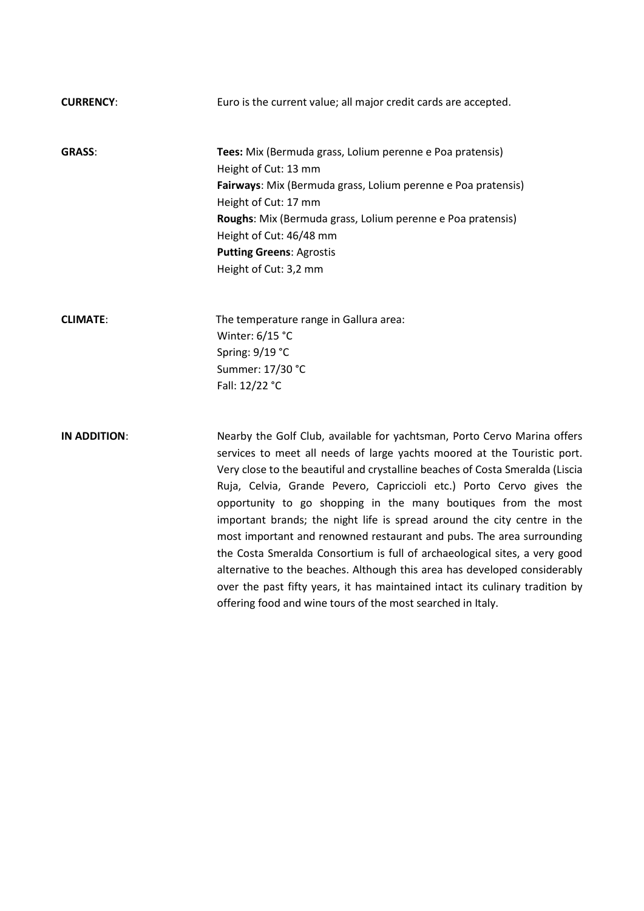**CURRENCY**: Euro is the current value; all major credit cards are accepted.

**GRASS**:

**Tees:** Mix (Bermuda grass, Lolium perenne e Poa pratensis)
Height of Cut: 13 mm
**Fairways**: Mix (Bermuda grass, Lolium perenne e Poa pratensis)
Height of Cut: 17 mm
**Roughs**: Mix (Bermuda grass, Lolium perenne e Poa pratensis)
Height of Cut: 46/48 mm
**Putting Greens**: Agrostis
Height of Cut: 3,2 mm

**CLIMATE**:

The temperature range in Gallura area:
Winter: 6/15 °C
Spring: 9/19 °C
Summer: 17/30 °C
Fall: 12/22 °C

**IN ADDITION**:

Nearby the Golf Club, available for yachtsman, Porto Cervo Marina offers services to meet all needs of large yachts moored at the Touristic port. Very close to the beautiful and crystalline beaches of Costa Smeralda (Liscia Ruja, Celvia, Grande Pevero, Capriccioli etc.) Porto Cervo gives the opportunity to go shopping in the many boutiques from the most important brands; the night life is spread around the city centre in the most important and renowned restaurant and pubs. The area surrounding the Costa Smeralda Consortium is full of archaeological sites, a very good alternative to the beaches. Although this area has developed considerably over the past fifty years, it has maintained intact its culinary tradition by offering food and wine tours of the most searched in Italy.